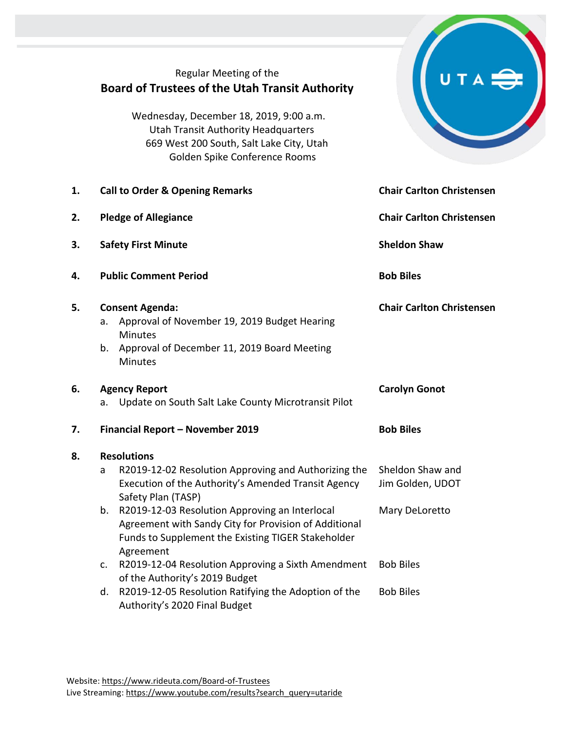Regular Meeting of the

# Board of Trustees of the Utah Transit Authority

Wednesday, December 18, 2019, 9:00 a.m.
Utah Transit Authority Headquarters
669 West 200 South, Salt Lake City, Utah
Golden Spike Conference Rooms

| | Item | Presenter |
|---|---|---|
| **1.** | **Call to Order & Opening Remarks** | **Chair Carlton Christensen** |
| **2.** | **Pledge of Allegiance** | **Chair Carlton Christensen** |
| **3.** | **Safety First Minute** | **Sheldon Shaw** |
| **4.** | **Public Comment Period** | **Bob Biles** |
| **5.** | **Consent Agenda:**<br>a. Approval of November 19, 2019 Budget Hearing Minutes<br>b. Approval of December 11, 2019 Board Meeting Minutes | **Chair Carlton Christensen** |
| **6.** | **Agency Report**<br>a. Update on South Salt Lake County Microtransit Pilot | **Carolyn Gonot** |
| **7.** | **Financial Report – November 2019** | **Bob Biles** |
| **8.** | **Resolutions** | |
| | a R2019-12-02 Resolution Approving and Authorizing the Execution of the Authority's Amended Transit Agency Safety Plan (TASP) | Sheldon Shaw and Jim Golden, UDOT |
| | b. R2019-12-03 Resolution Approving an Interlocal Agreement with Sandy City for Provision of Additional Funds to Supplement the Existing TIGER Stakeholder Agreement | Mary DeLoretto |
| | c. R2019-12-04 Resolution Approving a Sixth Amendment of the Authority's 2019 Budget | Bob Biles |
| | d. R2019-12-05 Resolution Ratifying the Adoption of the Authority's 2020 Final Budget | Bob Biles |

Website: https://www.rideuta.com/Board-of-Trustees
Live Streaming: https://www.youtube.com/results?search_query=utaride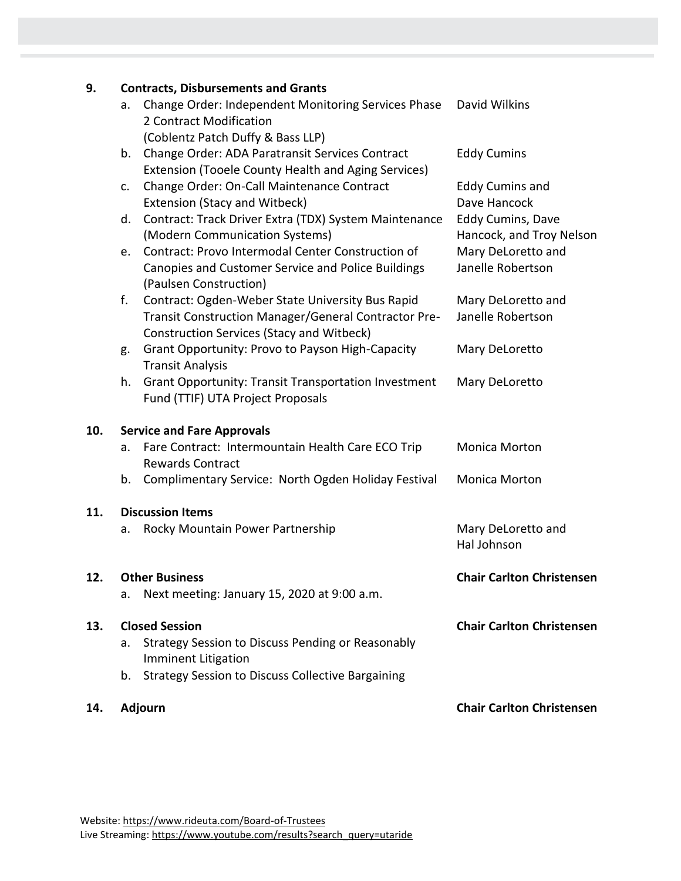| | | | |
|---|---|---|---|
| **9.** | **Contracts, Disbursements and Grants** | | |
| | a. | Change Order: Independent Monitoring Services Phase 2 Contract Modification (Coblentz Patch Duffy & Bass LLP) | David Wilkins |
| | b. | Change Order: ADA Paratransit Services Contract Extension (Tooele County Health and Aging Services) | Eddy Cumins |
| | c. | Change Order: On-Call Maintenance Contract Extension (Stacy and Witbeck) | Eddy Cumins and Dave Hancock |
| | d. | Contract: Track Driver Extra (TDX) System Maintenance (Modern Communication Systems) | Eddy Cumins, Dave Hancock, and Troy Nelson |
| | e. | Contract: Provo Intermodal Center Construction of Canopies and Customer Service and Police Buildings (Paulsen Construction) | Mary DeLoretto and Janelle Robertson |
| | f. | Contract: Ogden-Weber State University Bus Rapid Transit Construction Manager/General Contractor Pre-Construction Services (Stacy and Witbeck) | Mary DeLoretto and Janelle Robertson |
| | g. | Grant Opportunity: Provo to Payson High-Capacity Transit Analysis | Mary DeLoretto |
| | h. | Grant Opportunity: Transit Transportation Investment Fund (TTIF) UTA Project Proposals | Mary DeLoretto |
| **10.** | **Service and Fare Approvals** | | |
| | a. | Fare Contract: Intermountain Health Care ECO Trip Rewards Contract | Monica Morton |
| | b. | Complimentary Service: North Ogden Holiday Festival | Monica Morton |
| **11.** | **Discussion Items** | | |
| | a. | Rocky Mountain Power Partnership | Mary DeLoretto and Hal Johnson |
| **12.** | **Other Business** | | **Chair Carlton Christensen** |
| | a. | Next meeting: January 15, 2020 at 9:00 a.m. | |
| **13.** | **Closed Session** | | **Chair Carlton Christensen** |
| | a. | Strategy Session to Discuss Pending or Reasonably Imminent Litigation | |
| | b. | Strategy Session to Discuss Collective Bargaining | |
| **14.** | **Adjourn** | | **Chair Carlton Christensen** |

Website: https://www.rideuta.com/Board-of-Trustees
Live Streaming: https://www.youtube.com/results?search_query=utaride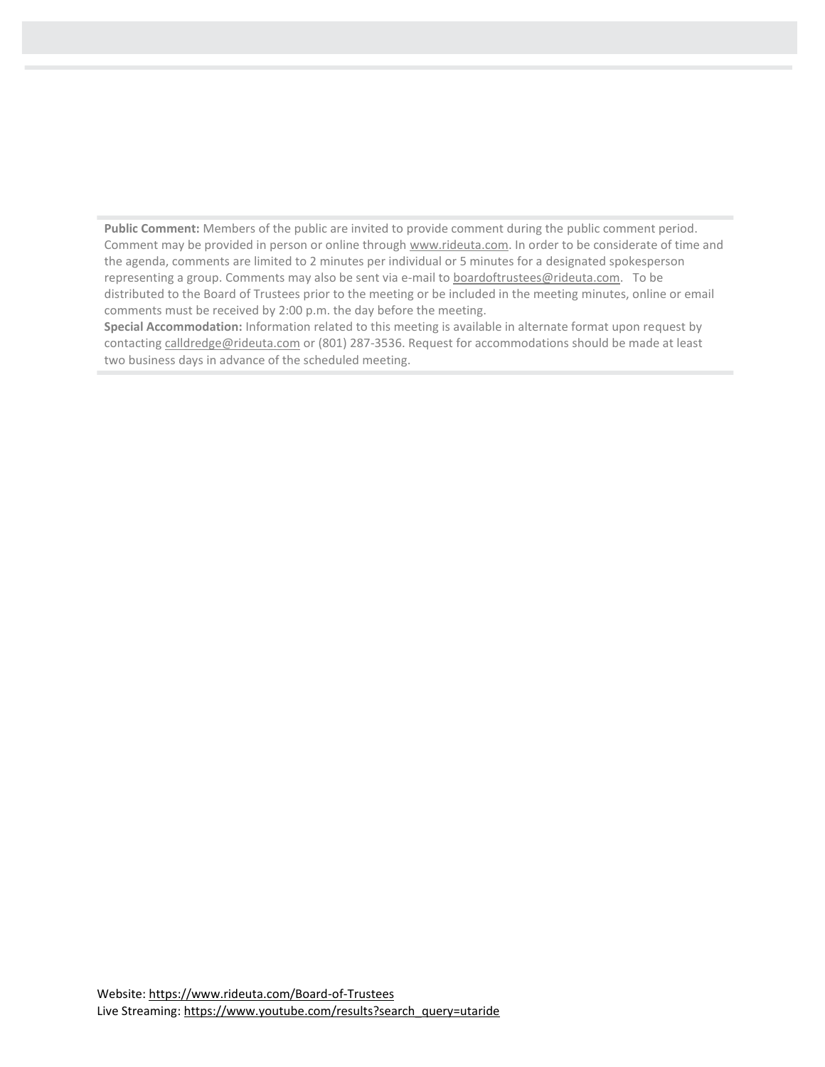**Public Comment:** Members of the public are invited to provide comment during the public comment period. Comment may be provided in person or online through www.rideuta.com. In order to be considerate of time and the agenda, comments are limited to 2 minutes per individual or 5 minutes for a designated spokesperson representing a group. Comments may also be sent via e-mail to boardoftrustees@rideuta.com. To be distributed to the Board of Trustees prior to the meeting or be included in the meeting minutes, online or email comments must be received by 2:00 p.m. the day before the meeting.

**Special Accommodation:** Information related to this meeting is available in alternate format upon request by contacting calldredge@rideuta.com or (801) 287-3536. Request for accommodations should be made at least two business days in advance of the scheduled meeting.

Website: https://www.rideuta.com/Board-of-Trustees

Live Streaming: https://www.youtube.com/results?search_query=utaride